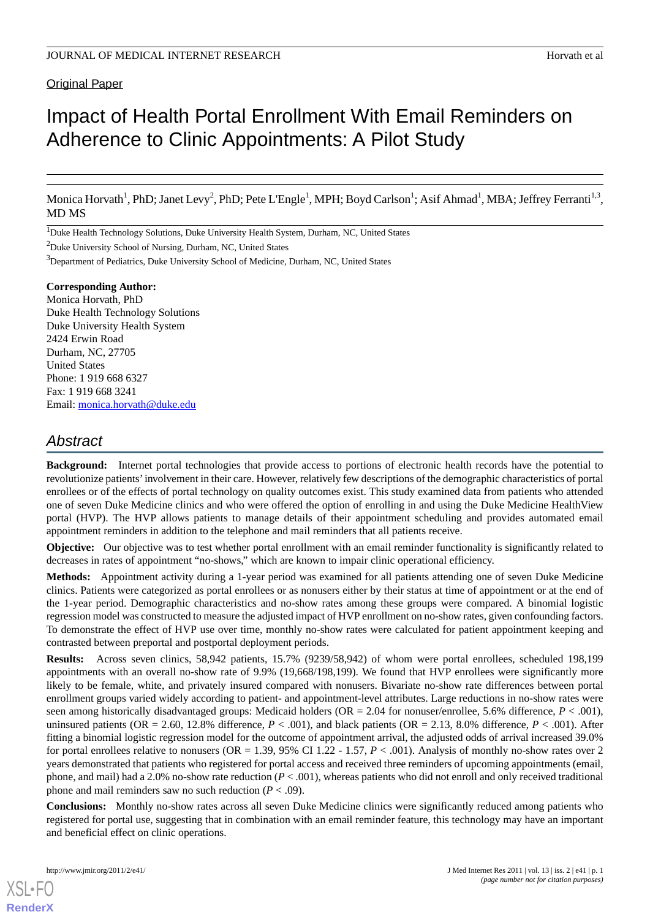Original Paper

# Impact of Health Portal Enrollment With Email Reminders on Adherence to Clinic Appointments: A Pilot Study

Monica Horvath[1], PhD; Janet Levy[2], PhD; Pete L'Engle[1], MPH; Boyd Carlson[1]; Asif Ahmad[1], MBA; Jeffrey Ferranti[1,3], MD MS

[1]Duke Health Technology Solutions, Duke University Health System, Durham, NC, United States

[2]Duke University School of Nursing, Durham, NC, United States

[3]Department of Pediatrics, Duke University School of Medicine, Durham, NC, United States

**Corresponding Author:**
Monica Horvath, PhD
Duke Health Technology Solutions
Duke University Health System
2424 Erwin Road
Durham, NC, 27705
United States
Phone: 1 919 668 6327
Fax: 1 919 668 3241
Email: monica.horvath@duke.edu

## Abstract

**Background:** Internet portal technologies that provide access to portions of electronic health records have the potential to revolutionize patients' involvement in their care. However, relatively few descriptions of the demographic characteristics of portal enrollees or of the effects of portal technology on quality outcomes exist. This study examined data from patients who attended one of seven Duke Medicine clinics and who were offered the option of enrolling in and using the Duke Medicine HealthView portal (HVP). The HVP allows patients to manage details of their appointment scheduling and provides automated email appointment reminders in addition to the telephone and mail reminders that all patients receive.

**Objective:** Our objective was to test whether portal enrollment with an email reminder functionality is significantly related to decreases in rates of appointment "no-shows," which are known to impair clinic operational efficiency.

**Methods:** Appointment activity during a 1-year period was examined for all patients attending one of seven Duke Medicine clinics. Patients were categorized as portal enrollees or as nonusers either by their status at time of appointment or at the end of the 1-year period. Demographic characteristics and no-show rates among these groups were compared. A binomial logistic regression model was constructed to measure the adjusted impact of HVP enrollment on no-show rates, given confounding factors. To demonstrate the effect of HVP use over time, monthly no-show rates were calculated for patient appointment keeping and contrasted between preportal and postportal deployment periods.

**Results:** Across seven clinics, 58,942 patients, 15.7% (9239/58,942) of whom were portal enrollees, scheduled 198,199 appointments with an overall no-show rate of 9.9% (19,668/198,199). We found that HVP enrollees were significantly more likely to be female, white, and privately insured compared with nonusers. Bivariate no-show rate differences between portal enrollment groups varied widely according to patient- and appointment-level attributes. Large reductions in no-show rates were seen among historically disadvantaged groups: Medicaid holders (OR = 2.04 for nonuser/enrollee, 5.6% difference, $P < .001$), uninsured patients (OR = 2.60, 12.8% difference, $P < .001$), and black patients (OR = 2.13, 8.0% difference, $P < .001$). After fitting a binomial logistic regression model for the outcome of appointment arrival, the adjusted odds of arrival increased 39.0% for portal enrollees relative to nonusers (OR = 1.39, 95% CI 1.22 - 1.57, $P < .001$). Analysis of monthly no-show rates over 2 years demonstrated that patients who registered for portal access and received three reminders of upcoming appointments (email, phone, and mail) had a 2.0% no-show rate reduction ($P < .001$), whereas patients who did not enroll and only received traditional phone and mail reminders saw no such reduction ($P < .09$).

**Conclusions:** Monthly no-show rates across all seven Duke Medicine clinics were significantly reduced among patients who registered for portal use, suggesting that in combination with an email reminder feature, this technology may have an important and beneficial effect on clinic operations.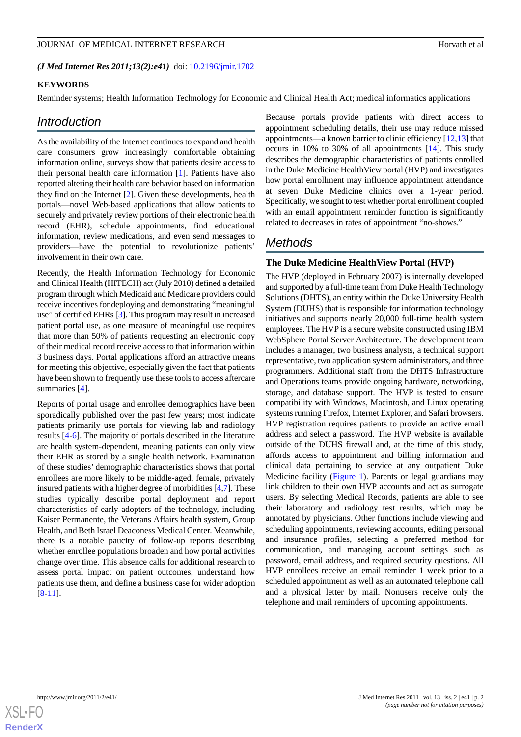(*J Med Internet Res 2011;13(2):e41*) doi: 10.2196/jmir.1702

**KEYWORDS**

Reminder systems; Health Information Technology for Economic and Clinical Health Act; medical informatics applications

## Introduction

As the availability of the Internet continues to expand and health care consumers grow increasingly comfortable obtaining information online, surveys show that patients desire access to their personal health care information [1]. Patients have also reported altering their health care behavior based on information they find on the Internet [2]. Given these developments, health portals—novel Web-based applications that allow patients to securely and privately review portions of their electronic health record (EHR), schedule appointments, find educational information, review medications, and even send messages to providers—have the potential to revolutionize patients' involvement in their own care.

Recently, the Health Information Technology for Economic and Clinical Health (HITECH) act (July 2010) defined a detailed program through which Medicaid and Medicare providers could receive incentives for deploying and demonstrating "meaningful use" of certified EHRs [3]. This program may result in increased patient portal use, as one measure of meaningful use requires that more than 50% of patients requesting an electronic copy of their medical record receive access to that information within 3 business days. Portal applications afford an attractive means for meeting this objective, especially given the fact that patients have been shown to frequently use these tools to access aftercare summaries [4].

Reports of portal usage and enrollee demographics have been sporadically published over the past few years; most indicate patients primarily use portals for viewing lab and radiology results [4-6]. The majority of portals described in the literature are health system-dependent, meaning patients can only view their EHR as stored by a single health network. Examination of these studies' demographic characteristics shows that portal enrollees are more likely to be middle-aged, female, privately insured patients with a higher degree of morbidities [4,7]. These studies typically describe portal deployment and report characteristics of early adopters of the technology, including Kaiser Permanente, the Veterans Affairs health system, Group Health, and Beth Israel Deaconess Medical Center. Meanwhile, there is a notable paucity of follow-up reports describing whether enrollee populations broaden and how portal activities change over time. This absence calls for additional research to assess portal impact on patient outcomes, understand how patients use them, and define a business case for wider adoption [8-11].

Because portals provide patients with direct access to appointment scheduling details, their use may reduce missed appointments—a known barrier to clinic efficiency [12,13] that occurs in 10% to 30% of all appointments [14]. This study describes the demographic characteristics of patients enrolled in the Duke Medicine HealthView portal (HVP) and investigates how portal enrollment may influence appointment attendance at seven Duke Medicine clinics over a 1-year period. Specifically, we sought to test whether portal enrollment coupled with an email appointment reminder function is significantly related to decreases in rates of appointment "no-shows."

## Methods

### The Duke Medicine HealthView Portal (HVP)

The HVP (deployed in February 2007) is internally developed and supported by a full-time team from Duke Health Technology Solutions (DHTS), an entity within the Duke University Health System (DUHS) that is responsible for information technology initiatives and supports nearly 20,000 full-time health system employees. The HVP is a secure website constructed using IBM WebSphere Portal Server Architecture. The development team includes a manager, two business analysts, a technical support representative, two application system administrators, and three programmers. Additional staff from the DHTS Infrastructure and Operations teams provide ongoing hardware, networking, storage, and database support. The HVP is tested to ensure compatibility with Windows, Macintosh, and Linux operating systems running Firefox, Internet Explorer, and Safari browsers. HVP registration requires patients to provide an active email address and select a password. The HVP website is available outside of the DUHS firewall and, at the time of this study, affords access to appointment and billing information and clinical data pertaining to service at any outpatient Duke Medicine facility (Figure 1). Parents or legal guardians may link children to their own HVP accounts and act as surrogate users. By selecting Medical Records, patients are able to see their laboratory and radiology test results, which may be annotated by physicians. Other functions include viewing and scheduling appointments, reviewing accounts, editing personal and insurance profiles, selecting a preferred method for communication, and managing account settings such as password, email address, and required security questions. All HVP enrollees receive an email reminder 1 week prior to a scheduled appointment as well as an automated telephone call and a physical letter by mail. Nonusers receive only the telephone and mail reminders of upcoming appointments.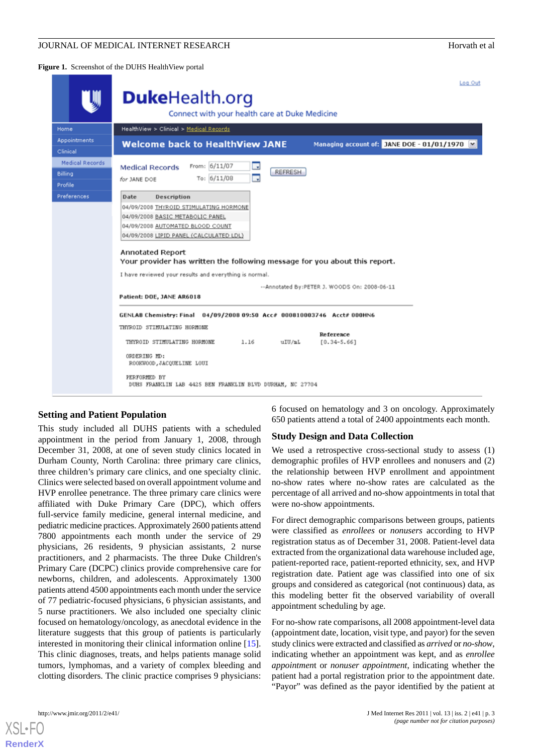**Figure 1.** Screenshot of the DUHS HealthView portal

## Setting and Patient Population

This study included all DUHS patients with a scheduled appointment in the period from January 1, 2008, through December 31, 2008, at one of seven study clinics located in Durham County, North Carolina: three primary care clinics, three children's primary care clinics, and one specialty clinic. Clinics were selected based on overall appointment volume and HVP enrollee penetrance. The three primary care clinics were affiliated with Duke Primary Care (DPC), which offers full-service family medicine, general internal medicine, and pediatric medicine practices. Approximately 2600 patients attend 7800 appointments each month under the service of 29 physicians, 26 residents, 9 physician assistants, 2 nurse practitioners, and 2 pharmacists. The three Duke Children's Primary Care (DCPC) clinics provide comprehensive care for newborns, children, and adolescents. Approximately 1300 patients attend 4500 appointments each month under the service of 77 pediatric-focused physicians, 6 physician assistants, and 5 nurse practitioners. We also included one specialty clinic focused on hematology/oncology, as anecdotal evidence in the literature suggests that this group of patients is particularly interested in monitoring their clinical information online [15]. This clinic diagnoses, treats, and helps patients manage solid tumors, lymphomas, and a variety of complex bleeding and clotting disorders. The clinic practice comprises 9 physicians: 6 focused on hematology and 3 on oncology. Approximately 650 patients attend a total of 2400 appointments each month.

## Study Design and Data Collection

We used a retrospective cross-sectional study to assess (1) demographic profiles of HVP enrollees and nonusers and (2) the relationship between HVP enrollment and appointment no-show rates where no-show rates are calculated as the percentage of all arrived and no-show appointments in total that were no-show appointments.

For direct demographic comparisons between groups, patients were classified as *enrollees* or *nonusers* according to HVP registration status as of December 31, 2008. Patient-level data extracted from the organizational data warehouse included age, patient-reported race, patient-reported ethnicity, sex, and HVP registration date. Patient age was classified into one of six groups and considered as categorical (not continuous) data, as this modeling better fit the observed variability of overall appointment scheduling by age.

For no-show rate comparisons, all 2008 appointment-level data (appointment date, location, visit type, and payor) for the seven study clinics were extracted and classified as *arrived* or *no-show*, indicating whether an appointment was kept, and as *enrollee appointment* or *nonuser appointment*, indicating whether the patient had a portal registration prior to the appointment date. "Payor" was defined as the payor identified by the patient at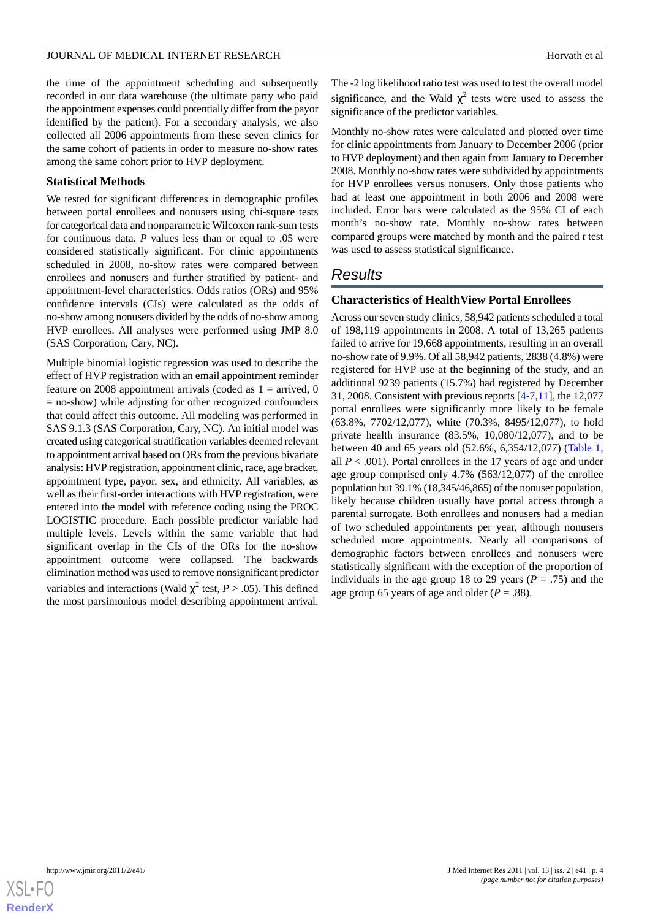the time of the appointment scheduling and subsequently recorded in our data warehouse (the ultimate party who paid the appointment expenses could potentially differ from the payor identified by the patient). For a secondary analysis, we also collected all 2006 appointments from these seven clinics for the same cohort of patients in order to measure no-show rates among the same cohort prior to HVP deployment.

### Statistical Methods

We tested for significant differences in demographic profiles between portal enrollees and nonusers using chi-square tests for categorical data and nonparametric Wilcoxon rank-sum tests for continuous data. *P* values less than or equal to .05 were considered statistically significant. For clinic appointments scheduled in 2008, no-show rates were compared between enrollees and nonusers and further stratified by patient- and appointment-level characteristics. Odds ratios (ORs) and 95% confidence intervals (CIs) were calculated as the odds of no-show among nonusers divided by the odds of no-show among HVP enrollees. All analyses were performed using JMP 8.0 (SAS Corporation, Cary, NC).

Multiple binomial logistic regression was used to describe the effect of HVP registration with an email appointment reminder feature on 2008 appointment arrivals (coded as 1 = arrived, 0 = no-show) while adjusting for other recognized confounders that could affect this outcome. All modeling was performed in SAS 9.1.3 (SAS Corporation, Cary, NC). An initial model was created using categorical stratification variables deemed relevant to appointment arrival based on ORs from the previous bivariate analysis: HVP registration, appointment clinic, race, age bracket, appointment type, payor, sex, and ethnicity. All variables, as well as their first-order interactions with HVP registration, were entered into the model with reference coding using the PROC LOGISTIC procedure. Each possible predictor variable had multiple levels. Levels within the same variable that had significant overlap in the CIs of the ORs for the no-show appointment outcome were collapsed. The backwards elimination method was used to remove nonsignificant predictor variables and interactions (Wald $\chi^2$ test, $P > .05$). This defined the most parsimonious model describing appointment arrival.

The -2 log likelihood ratio test was used to test the overall model significance, and the Wald $\chi^2$ tests were used to assess the significance of the predictor variables.

Monthly no-show rates were calculated and plotted over time for clinic appointments from January to December 2006 (prior to HVP deployment) and then again from January to December 2008. Monthly no-show rates were subdivided by appointments for HVP enrollees versus nonusers. Only those patients who had at least one appointment in both 2006 and 2008 were included. Error bars were calculated as the 95% CI of each month's no-show rate. Monthly no-show rates between compared groups were matched by month and the paired *t* test was used to assess statistical significance.

## Results

### Characteristics of HealthView Portal Enrollees

Across our seven study clinics, 58,942 patients scheduled a total of 198,119 appointments in 2008. A total of 13,265 patients failed to arrive for 19,668 appointments, resulting in an overall no-show rate of 9.9%. Of all 58,942 patients, 2838 (4.8%) were registered for HVP use at the beginning of the study, and an additional 9239 patients (15.7%) had registered by December 31, 2008. Consistent with previous reports [4-7,11], the 12,077 portal enrollees were significantly more likely to be female (63.8%, 7702/12,077), white (70.3%, 8495/12,077), to hold private health insurance (83.5%, 10,080/12,077), and to be between 40 and 65 years old (52.6%, 6,354/12,077) (Table 1, all $P < .001$). Portal enrollees in the 17 years of age and under age group comprised only 4.7% (563/12,077) of the enrollee population but 39.1% (18,345/46,865) of the nonuser population, likely because children usually have portal access through a parental surrogate. Both enrollees and nonusers had a median of two scheduled appointments per year, although nonusers scheduled more appointments. Nearly all comparisons of demographic factors between enrollees and nonusers were statistically significant with the exception of the proportion of individuals in the age group 18 to 29 years ($P = .75$) and the age group 65 years of age and older ($P = .88$).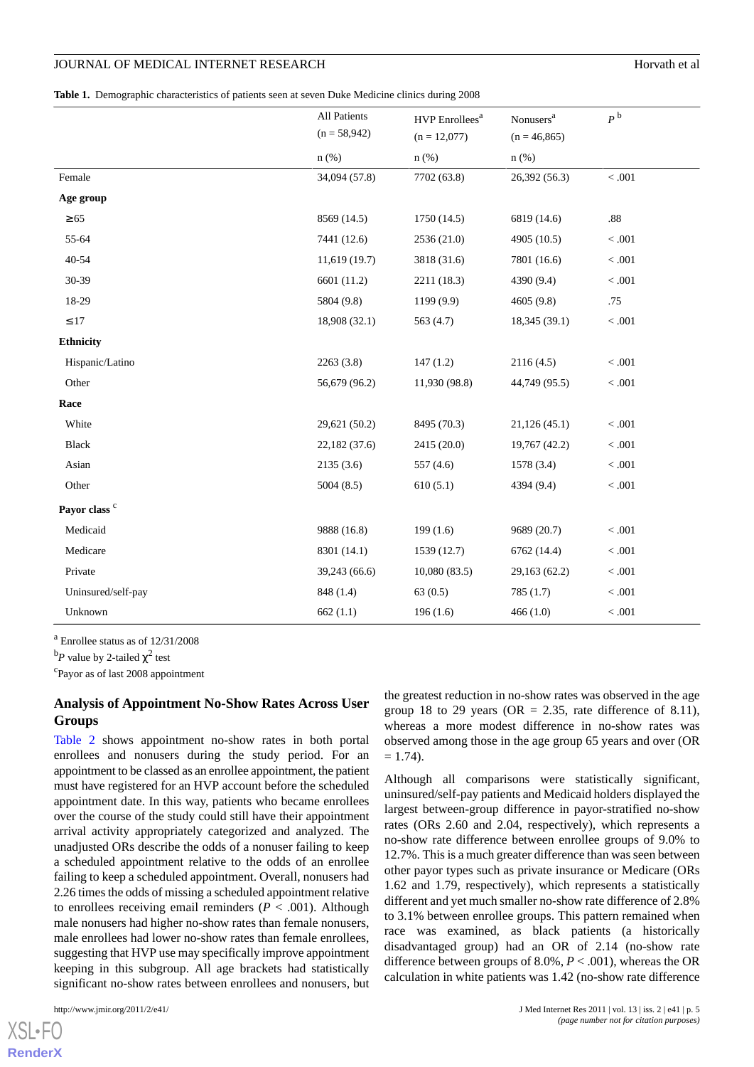**Table 1.** Demographic characteristics of patients seen at seven Duke Medicine clinics during 2008

| | All Patients (n = 58,942) | HVP Enrollees[a] (n = 12,077) | Nonusers[a] (n = 46,865) | $P$ [b] |
|---|---|---|---|---|
| | n (%) | n (%) | n (%) | |
| Female | 34,094 (57.8) | 7702 (63.8) | 26,392 (56.3) | < .001 |
| **Age group** | | | | |
| ≥65 | 8569 (14.5) | 1750 (14.5) | 6819 (14.6) | .88 |
| 55-64 | 7441 (12.6) | 2536 (21.0) | 4905 (10.5) | < .001 |
| 40-54 | 11,619 (19.7) | 3818 (31.6) | 7801 (16.6) | < .001 |
| 30-39 | 6601 (11.2) | 2211 (18.3) | 4390 (9.4) | < .001 |
| 18-29 | 5804 (9.8) | 1199 (9.9) | 4605 (9.8) | .75 |
| ≤17 | 18,908 (32.1) | 563 (4.7) | 18,345 (39.1) | < .001 |
| **Ethnicity** | | | | |
| Hispanic/Latino | 2263 (3.8) | 147 (1.2) | 2116 (4.5) | < .001 |
| Other | 56,679 (96.2) | 11,930 (98.8) | 44,749 (95.5) | < .001 |
| **Race** | | | | |
| White | 29,621 (50.2) | 8495 (70.3) | 21,126 (45.1) | < .001 |
| Black | 22,182 (37.6) | 2415 (20.0) | 19,767 (42.2) | < .001 |
| Asian | 2135 (3.6) | 557 (4.6) | 1578 (3.4) | < .001 |
| Other | 5004 (8.5) | 610 (5.1) | 4394 (9.4) | < .001 |
| **Payor class** [c] | | | | |
| Medicaid | 9888 (16.8) | 199 (1.6) | 9689 (20.7) | < .001 |
| Medicare | 8301 (14.1) | 1539 (12.7) | 6762 (14.4) | < .001 |
| Private | 39,243 (66.6) | 10,080 (83.5) | 29,163 (62.2) | < .001 |
| Uninsured/self-pay | 848 (1.4) | 63 (0.5) | 785 (1.7) | < .001 |
| Unknown | 662 (1.1) | 196 (1.6) | 466 (1.0) | < .001 |

[a] Enrollee status as of 12/31/2008

[b] $P$ value by 2-tailed $\chi^2$ test

[c] Payor as of last 2008 appointment

### Analysis of Appointment No-Show Rates Across User Groups

Table 2 shows appointment no-show rates in both portal enrollees and nonusers during the study period. For an appointment to be classed as an enrollee appointment, the patient must have registered for an HVP account before the scheduled appointment date. In this way, patients who became enrollees over the course of the study could still have their appointment arrival activity appropriately categorized and analyzed. The unadjusted ORs describe the odds of a nonuser failing to keep a scheduled appointment relative to the odds of an enrollee failing to keep a scheduled appointment. Overall, nonusers had 2.26 times the odds of missing a scheduled appointment relative to enrollees receiving email reminders ($P$ < .001). Although male nonusers had higher no-show rates than female nonusers, male enrollees had lower no-show rates than female enrollees, suggesting that HVP use may specifically improve appointment keeping in this subgroup. All age brackets had statistically significant no-show rates between enrollees and nonusers, but the greatest reduction in no-show rates was observed in the age group 18 to 29 years (OR = 2.35, rate difference of 8.11), whereas a more modest difference in no-show rates was observed among those in the age group 65 years and over (OR = 1.74).

Although all comparisons were statistically significant, uninsured/self-pay patients and Medicaid holders displayed the largest between-group difference in payor-stratified no-show rates (ORs 2.60 and 2.04, respectively), which represents a no-show rate difference between enrollee groups of 9.0% to 12.7%. This is a much greater difference than was seen between other payor types such as private insurance or Medicare (ORs 1.62 and 1.79, respectively), which represents a statistically different and yet much smaller no-show rate difference of 2.8% to 3.1% between enrollee groups. This pattern remained when race was examined, as black patients (a historically disadvantaged group) had an OR of 2.14 (no-show rate difference between groups of 8.0%, $P$ < .001), whereas the OR calculation in white patients was 1.42 (no-show rate difference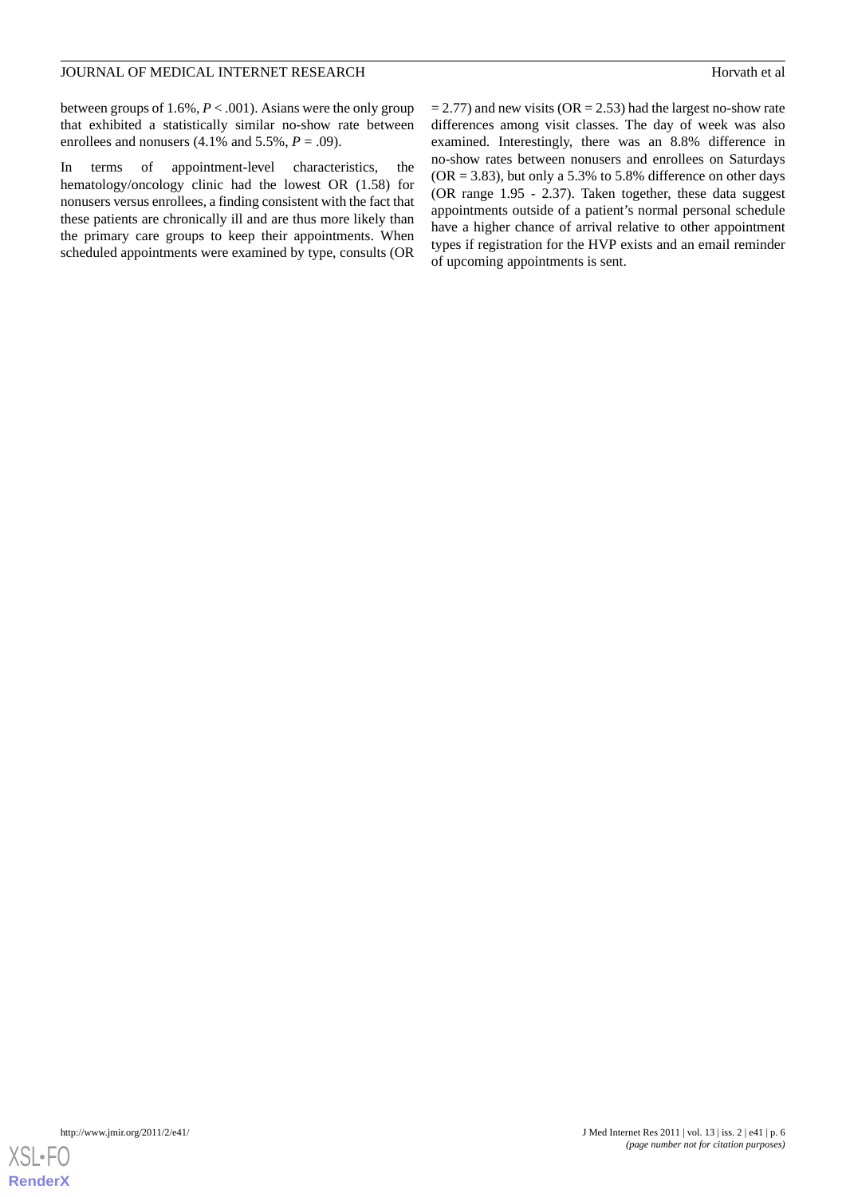between groups of 1.6%, $P < .001$). Asians were the only group that exhibited a statistically similar no-show rate between enrollees and nonusers (4.1% and 5.5%, $P = .09$).

In terms of appointment-level characteristics, the hematology/oncology clinic had the lowest OR (1.58) for nonusers versus enrollees, a finding consistent with the fact that these patients are chronically ill and are thus more likely than the primary care groups to keep their appointments. When scheduled appointments were examined by type, consults (OR = 2.77) and new visits (OR = 2.53) had the largest no-show rate differences among visit classes. The day of week was also examined. Interestingly, there was an 8.8% difference in no-show rates between nonusers and enrollees on Saturdays (OR = 3.83), but only a 5.3% to 5.8% difference on other days (OR range 1.95 - 2.37). Taken together, these data suggest appointments outside of a patient's normal personal schedule have a higher chance of arrival relative to other appointment types if registration for the HVP exists and an email reminder of upcoming appointments is sent.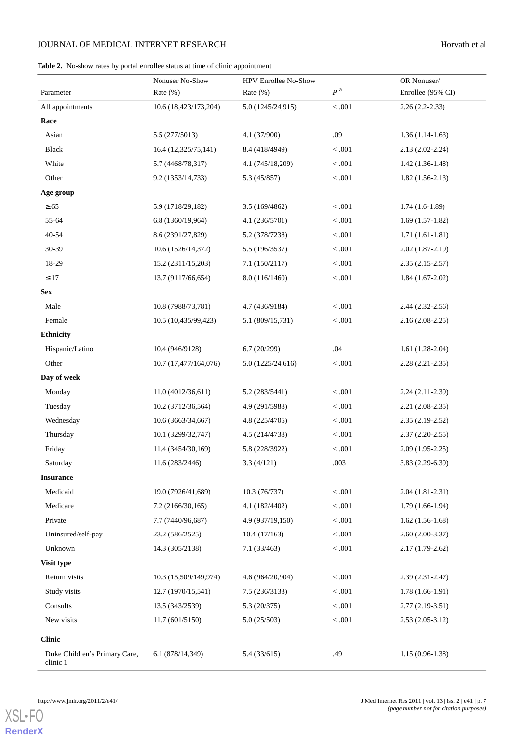**Table 2.** No-show rates by portal enrollee status at time of clinic appointment

| Parameter | Nonuser No-Show Rate (%) | HPV Enrollee No-Show Rate (%) | *P* [a] | OR Nonuser/ Enrollee (95% CI) |
|---|---|---|---|---|
| All appointments | 10.6 (18,423/173,204) | 5.0 (1245/24,915) | < .001 | 2.26 (2.2-2.33) |
| **Race** | | | | |
| Asian | 5.5 (277/5013) | 4.1 (37/900) | .09 | 1.36 (1.14-1.63) |
| Black | 16.4 (12,325/75,141) | 8.4 (418/4949) | < .001 | 2.13 (2.02-2.24) |
| White | 5.7 (4468/78,317) | 4.1 (745/18,209) | < .001 | 1.42 (1.36-1.48) |
| Other | 9.2 (1353/14,733) | 5.3 (45/857) | < .001 | 1.82 (1.56-2.13) |
| **Age group** | | | | |
| ≥65 | 5.9 (1718/29,182) | 3.5 (169/4862) | < .001 | 1.74 (1.6-1.89) |
| 55-64 | 6.8 (1360/19,964) | 4.1 (236/5701) | < .001 | 1.69 (1.57-1.82) |
| 40-54 | 8.6 (2391/27,829) | 5.2 (378/7238) | < .001 | 1.71 (1.61-1.81) |
| 30-39 | 10.6 (1526/14,372) | 5.5 (196/3537) | < .001 | 2.02 (1.87-2.19) |
| 18-29 | 15.2 (2311/15,203) | 7.1 (150/2117) | < .001 | 2.35 (2.15-2.57) |
| ≤17 | 13.7 (9117/66,654) | 8.0 (116/1460) | < .001 | 1.84 (1.67-2.02) |
| **Sex** | | | | |
| Male | 10.8 (7988/73,781) | 4.7 (436/9184) | < .001 | 2.44 (2.32-2.56) |
| Female | 10.5 (10,435/99,423) | 5.1 (809/15,731) | < .001 | 2.16 (2.08-2.25) |
| **Ethnicity** | | | | |
| Hispanic/Latino | 10.4 (946/9128) | 6.7 (20/299) | .04 | 1.61 (1.28-2.04) |
| Other | 10.7 (17,477/164,076) | 5.0 (1225/24,616) | < .001 | 2.28 (2.21-2.35) |
| **Day of week** | | | | |
| Monday | 11.0 (4012/36,611) | 5.2 (283/5441) | < .001 | 2.24 (2.11-2.39) |
| Tuesday | 10.2 (3712/36,564) | 4.9 (291/5988) | < .001 | 2.21 (2.08-2.35) |
| Wednesday | 10.6 (3663/34,667) | 4.8 (225/4705) | < .001 | 2.35 (2.19-2.52) |
| Thursday | 10.1 (3299/32,747) | 4.5 (214/4738) | < .001 | 2.37 (2.20-2.55) |
| Friday | 11.4 (3454/30,169) | 5.8 (228/3922) | < .001 | 2.09 (1.95-2.25) |
| Saturday | 11.6 (283/2446) | 3.3 (4/121) | .003 | 3.83 (2.29-6.39) |
| **Insurance** | | | | |
| Medicaid | 19.0 (7926/41,689) | 10.3 (76/737) | < .001 | 2.04 (1.81-2.31) |
| Medicare | 7.2 (2166/30,165) | 4.1 (182/4402) | < .001 | 1.79 (1.66-1.94) |
| Private | 7.7 (7440/96,687) | 4.9 (937/19,150) | < .001 | 1.62 (1.56-1.68) |
| Uninsured/self-pay | 23.2 (586/2525) | 10.4 (17/163) | < .001 | 2.60 (2.00-3.37) |
| Unknown | 14.3 (305/2138) | 7.1 (33/463) | < .001 | 2.17 (1.79-2.62) |
| **Visit type** | | | | |
| Return visits | 10.3 (15,509/149,974) | 4.6 (964/20,904) | < .001 | 2.39 (2.31-2.47) |
| Study visits | 12.7 (1970/15,541) | 7.5 (236/3133) | < .001 | 1.78 (1.66-1.91) |
| Consults | 13.5 (343/2539) | 5.3 (20/375) | < .001 | 2.77 (2.19-3.51) |
| New visits | 11.7 (601/5150) | 5.0 (25/503) | < .001 | 2.53 (2.05-3.12) |
| **Clinic** | | | | |
| Duke Children's Primary Care, clinic 1 | 6.1 (878/14,349) | 5.4 (33/615) | .49 | 1.15 (0.96-1.38) |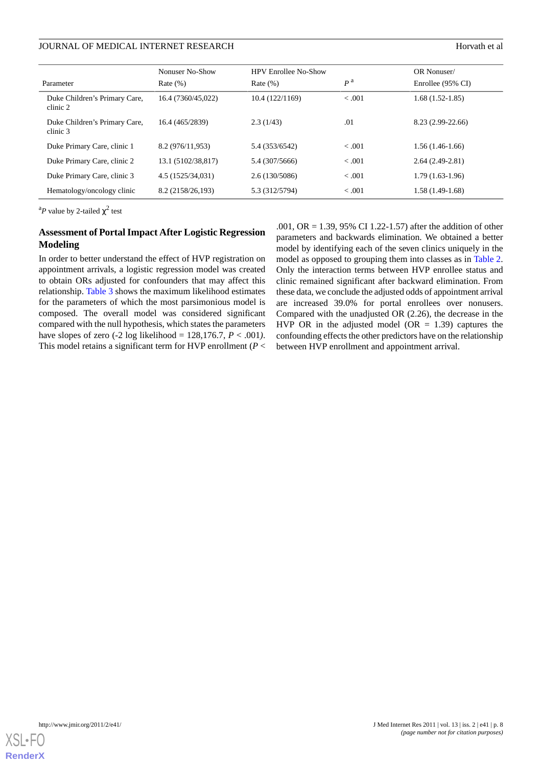| Parameter | Nonuser No-Show Rate (%) | HPV Enrollee No-Show Rate (%) | $P$ [a] | OR Nonuser/ Enrollee (95% CI) |
|---|---|---|---|---|
| Duke Children's Primary Care, clinic 2 | 16.4 (7360/45,022) | 10.4 (122/1169) | < .001 | 1.68 (1.52-1.85) |
| Duke Children's Primary Care, clinic 3 | 16.4 (465/2839) | 2.3 (1/43) | .01 | 8.23 (2.99-22.66) |
| Duke Primary Care, clinic 1 | 8.2 (976/11,953) | 5.4 (353/6542) | < .001 | 1.56 (1.46-1.66) |
| Duke Primary Care, clinic 2 | 13.1 (5102/38,817) | 5.4 (307/5666) | < .001 | 2.64 (2.49-2.81) |
| Duke Primary Care, clinic 3 | 4.5 (1525/34,031) | 2.6 (130/5086) | < .001 | 1.79 (1.63-1.96) |
| Hematology/oncology clinic | 8.2 (2158/26,193) | 5.3 (312/5794) | < .001 | 1.58 (1.49-1.68) |

[a] $P$ value by 2-tailed $\chi^2$ test

### Assessment of Portal Impact After Logistic Regression Modeling

In order to better understand the effect of HVP registration on appointment arrivals, a logistic regression model was created to obtain ORs adjusted for confounders that may affect this relationship. Table 3 shows the maximum likelihood estimates for the parameters of which the most parsimonious model is composed. The overall model was considered significant compared with the null hypothesis, which states the parameters have slopes of zero (-2 log likelihood = 128,176.7, $P < .001$). This model retains a significant term for HVP enrollment ($P < .001$, OR = 1.39, 95% CI 1.22-1.57) after the addition of other parameters and backwards elimination. We obtained a better model by identifying each of the seven clinics uniquely in the model as opposed to grouping them into classes as in Table 2. Only the interaction terms between HVP enrollee status and clinic remained significant after backward elimination. From these data, we conclude the adjusted odds of appointment arrival are increased 39.0% for portal enrollees over nonusers. Compared with the unadjusted OR (2.26), the decrease in the HVP OR in the adjusted model (OR = 1.39) captures the confounding effects the other predictors have on the relationship between HVP enrollment and appointment arrival.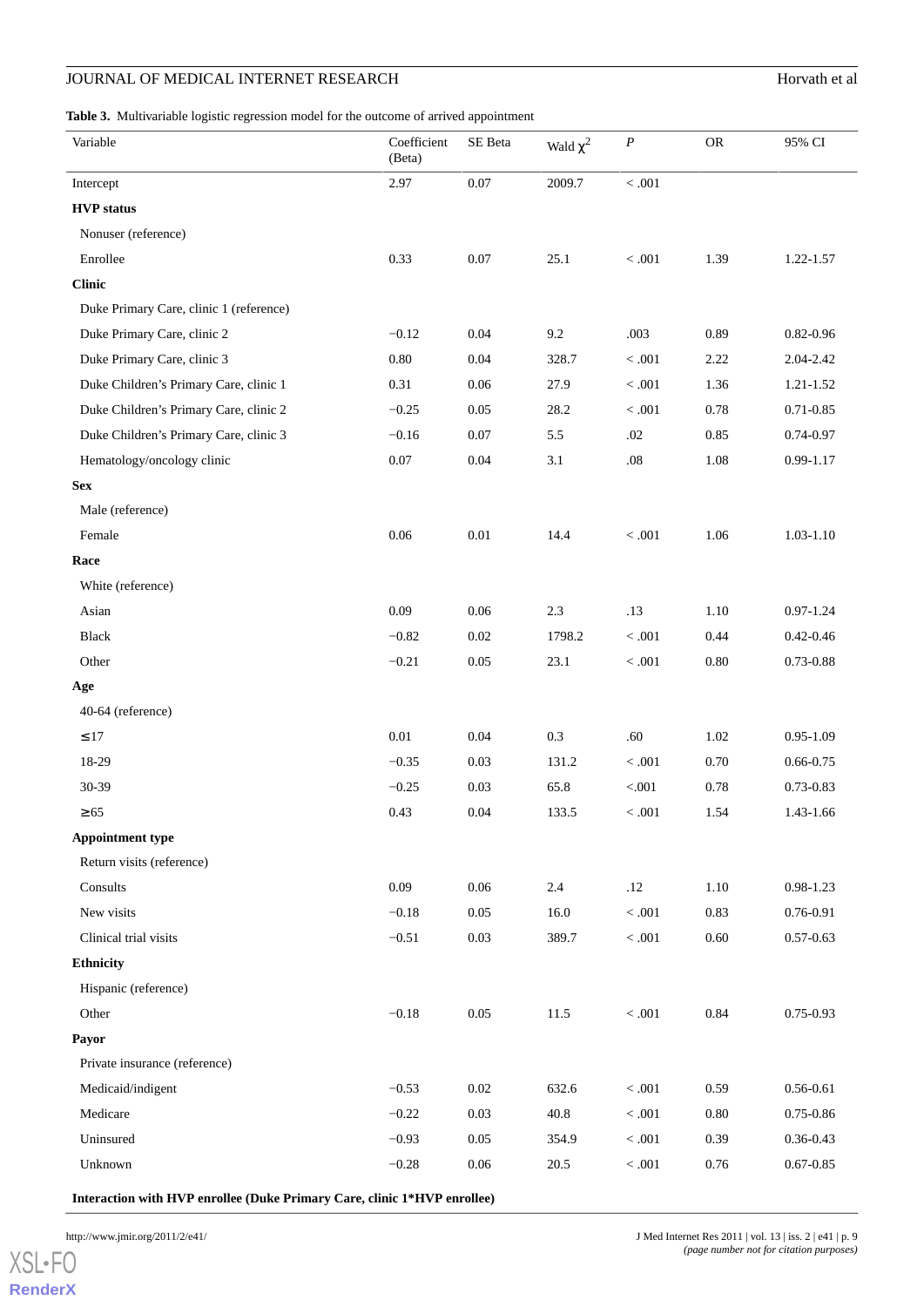**Table 3.** Multivariable logistic regression model for the outcome of arrived appointment

| Variable | Coefficient (Beta) | SE Beta | Wald $\chi^2$ | *P* | OR | 95% CI |
|---|---|---|---|---|---|---|
| Intercept | 2.97 | 0.07 | 2009.7 | < .001 | | |
| **HVP status** | | | | | | |
| Nonuser (reference) | | | | | | |
| Enrollee | 0.33 | 0.07 | 25.1 | < .001 | 1.39 | 1.22-1.57 |
| **Clinic** | | | | | | |
| Duke Primary Care, clinic 1 (reference) | | | | | | |
| Duke Primary Care, clinic 2 | −0.12 | 0.04 | 9.2 | .003 | 0.89 | 0.82-0.96 |
| Duke Primary Care, clinic 3 | 0.80 | 0.04 | 328.7 | < .001 | 2.22 | 2.04-2.42 |
| Duke Children's Primary Care, clinic 1 | 0.31 | 0.06 | 27.9 | < .001 | 1.36 | 1.21-1.52 |
| Duke Children's Primary Care, clinic 2 | −0.25 | 0.05 | 28.2 | < .001 | 0.78 | 0.71-0.85 |
| Duke Children's Primary Care, clinic 3 | −0.16 | 0.07 | 5.5 | .02 | 0.85 | 0.74-0.97 |
| Hematology/oncology clinic | 0.07 | 0.04 | 3.1 | .08 | 1.08 | 0.99-1.17 |
| **Sex** | | | | | | |
| Male (reference) | | | | | | |
| Female | 0.06 | 0.01 | 14.4 | < .001 | 1.06 | 1.03-1.10 |
| **Race** | | | | | | |
| White (reference) | | | | | | |
| Asian | 0.09 | 0.06 | 2.3 | .13 | 1.10 | 0.97-1.24 |
| Black | −0.82 | 0.02 | 1798.2 | < .001 | 0.44 | 0.42-0.46 |
| Other | −0.21 | 0.05 | 23.1 | < .001 | 0.80 | 0.73-0.88 |
| **Age** | | | | | | |
| 40-64 (reference) | | | | | | |
| ≤17 | 0.01 | 0.04 | 0.3 | .60 | 1.02 | 0.95-1.09 |
| 18-29 | −0.35 | 0.03 | 131.2 | < .001 | 0.70 | 0.66-0.75 |
| 30-39 | −0.25 | 0.03 | 65.8 | <.001 | 0.78 | 0.73-0.83 |
| ≥65 | 0.43 | 0.04 | 133.5 | < .001 | 1.54 | 1.43-1.66 |
| **Appointment type** | | | | | | |
| Return visits (reference) | | | | | | |
| Consults | 0.09 | 0.06 | 2.4 | .12 | 1.10 | 0.98-1.23 |
| New visits | −0.18 | 0.05 | 16.0 | < .001 | 0.83 | 0.76-0.91 |
| Clinical trial visits | −0.51 | 0.03 | 389.7 | < .001 | 0.60 | 0.57-0.63 |
| **Ethnicity** | | | | | | |
| Hispanic (reference) | | | | | | |
| Other | −0.18 | 0.05 | 11.5 | < .001 | 0.84 | 0.75-0.93 |
| **Payor** | | | | | | |
| Private insurance (reference) | | | | | | |
| Medicaid/indigent | −0.53 | 0.02 | 632.6 | < .001 | 0.59 | 0.56-0.61 |
| Medicare | −0.22 | 0.03 | 40.8 | < .001 | 0.80 | 0.75-0.86 |
| Uninsured | −0.93 | 0.05 | 354.9 | < .001 | 0.39 | 0.36-0.43 |
| Unknown | −0.28 | 0.06 | 20.5 | < .001 | 0.76 | 0.67-0.85 |
| **Interaction with HVP enrollee (Duke Primary Care, clinic 1*HVP enrollee)** | | | | | | |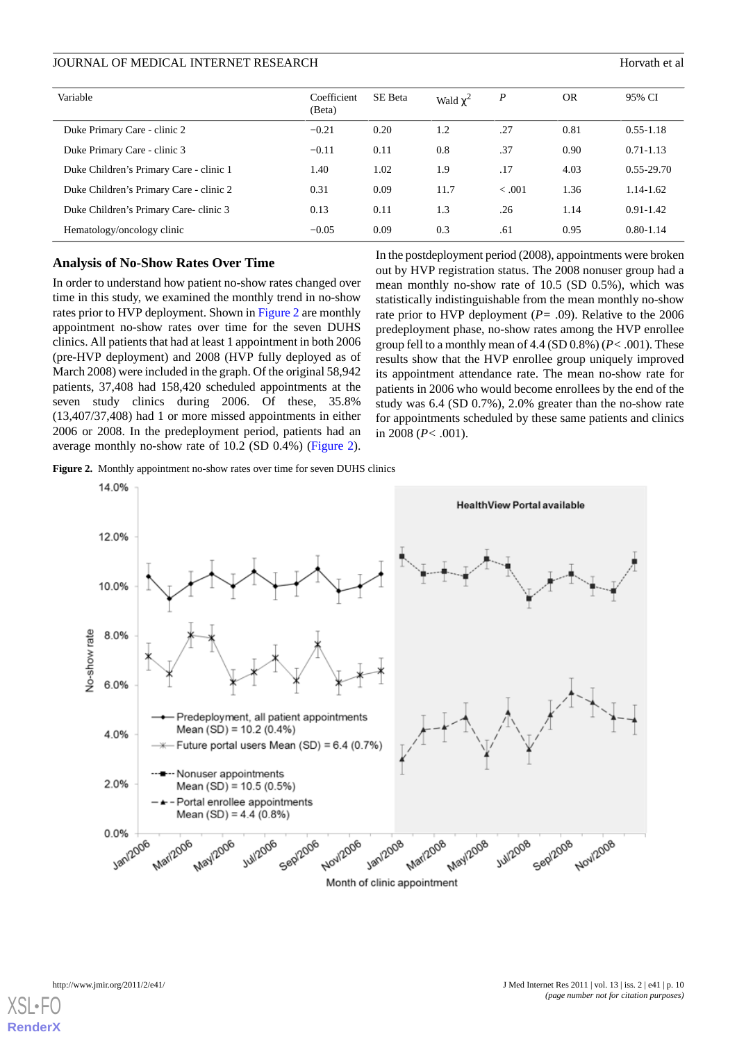| Variable | Coefficient (Beta) | SE Beta | Wald $\chi^2$ | *P* | OR | 95% CI |
|---|---|---|---|---|---|---|
| Duke Primary Care - clinic 2 | −0.21 | 0.20 | 1.2 | .27 | 0.81 | 0.55-1.18 |
| Duke Primary Care - clinic 3 | −0.11 | 0.11 | 0.8 | .37 | 0.90 | 0.71-1.13 |
| Duke Children's Primary Care - clinic 1 | 1.40 | 1.02 | 1.9 | .17 | 4.03 | 0.55-29.70 |
| Duke Children's Primary Care - clinic 2 | 0.31 | 0.09 | 11.7 | < .001 | 1.36 | 1.14-1.62 |
| Duke Children's Primary Care- clinic 3 | 0.13 | 0.11 | 1.3 | .26 | 1.14 | 0.91-1.42 |
| Hematology/oncology clinic | −0.05 | 0.09 | 0.3 | .61 | 0.95 | 0.80-1.14 |

### Analysis of No-Show Rates Over Time

In order to understand how patient no-show rates changed over time in this study, we examined the monthly trend in no-show rates prior to HVP deployment. Shown in Figure 2 are monthly appointment no-show rates over time for the seven DUHS clinics. All patients that had at least 1 appointment in both 2006 (pre-HVP deployment) and 2008 (HVP fully deployed as of March 2008) were included in the graph. Of the original 58,942 patients, 37,408 had 158,420 scheduled appointments at the seven study clinics during 2006. Of these, 35.8% (13,407/37,408) had 1 or more missed appointments in either 2006 or 2008. In the predeployment period, patients had an average monthly no-show rate of 10.2 (SD 0.4%) (Figure 2).

In the postdeployment period (2008), appointments were broken out by HVP registration status. The 2008 nonuser group had a mean monthly no-show rate of 10.5 (SD 0.5%), which was statistically indistinguishable from the mean monthly no-show rate prior to HVP deployment (*P*= .09). Relative to the 2006 predeployment phase, no-show rates among the HVP enrollee group fell to a monthly mean of 4.4 (SD 0.8%) (*P*< .001). These results show that the HVP enrollee group uniquely improved its appointment attendance rate. The mean no-show rate for patients in 2006 who would become enrollees by the end of the study was 6.4 (SD 0.7%), 2.0% greater than the no-show rate for appointments scheduled by these same patients and clinics in 2008 (*P*< .001).

**Figure 2.** Monthly appointment no-show rates over time for seven DUHS clinics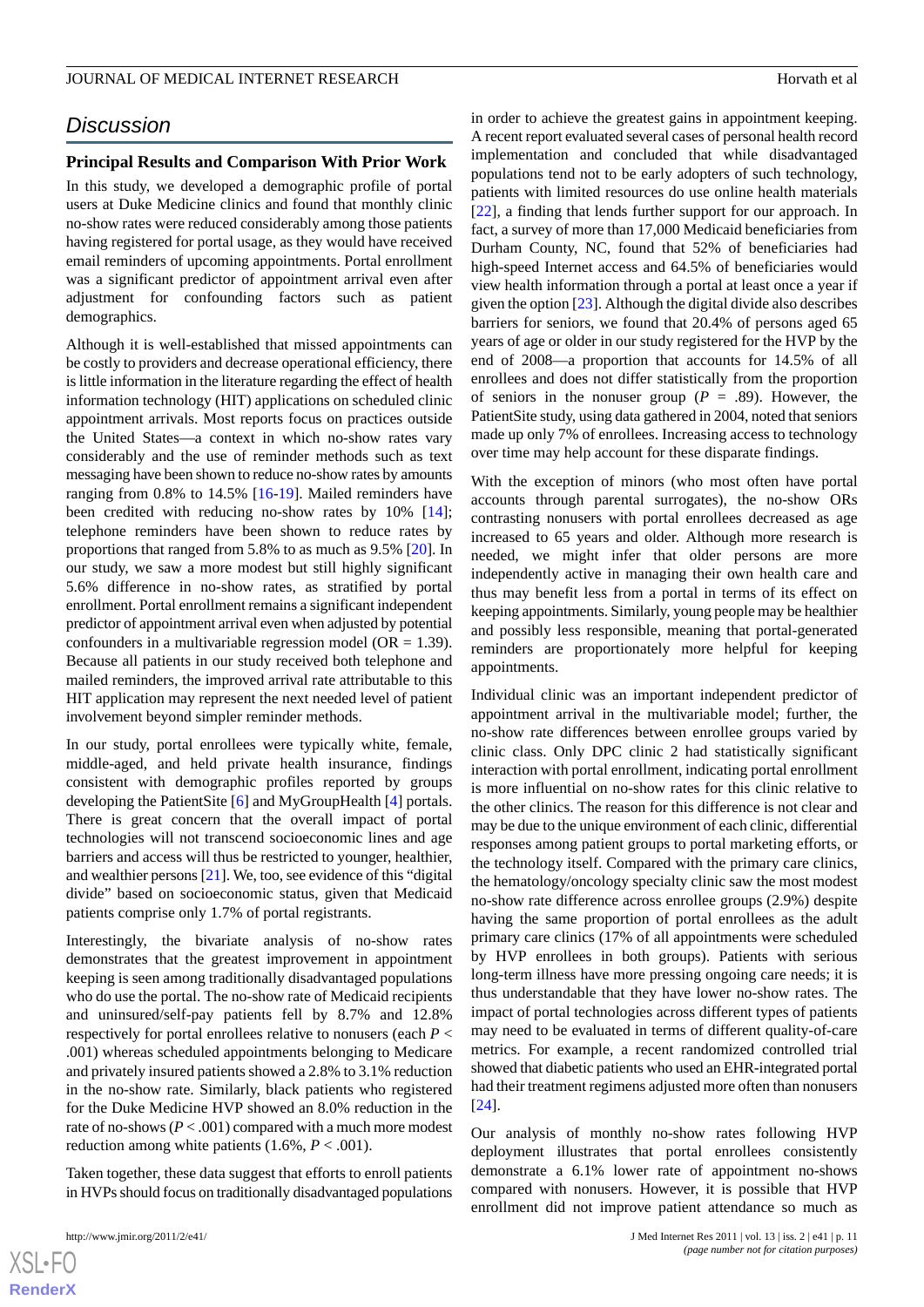## Discussion

### Principal Results and Comparison With Prior Work

In this study, we developed a demographic profile of portal users at Duke Medicine clinics and found that monthly clinic no-show rates were reduced considerably among those patients having registered for portal usage, as they would have received email reminders of upcoming appointments. Portal enrollment was a significant predictor of appointment arrival even after adjustment for confounding factors such as patient demographics.

Although it is well-established that missed appointments can be costly to providers and decrease operational efficiency, there is little information in the literature regarding the effect of health information technology (HIT) applications on scheduled clinic appointment arrivals. Most reports focus on practices outside the United States—a context in which no-show rates vary considerably and the use of reminder methods such as text messaging have been shown to reduce no-show rates by amounts ranging from 0.8% to 14.5% [16-19]. Mailed reminders have been credited with reducing no-show rates by 10% [14]; telephone reminders have been shown to reduce rates by proportions that ranged from 5.8% to as much as 9.5% [20]. In our study, we saw a more modest but still highly significant 5.6% difference in no-show rates, as stratified by portal enrollment. Portal enrollment remains a significant independent predictor of appointment arrival even when adjusted by potential confounders in a multivariable regression model (OR = 1.39). Because all patients in our study received both telephone and mailed reminders, the improved arrival rate attributable to this HIT application may represent the next needed level of patient involvement beyond simpler reminder methods.

In our study, portal enrollees were typically white, female, middle-aged, and held private health insurance, findings consistent with demographic profiles reported by groups developing the PatientSite [6] and MyGroupHealth [4] portals. There is great concern that the overall impact of portal technologies will not transcend socioeconomic lines and age barriers and access will thus be restricted to younger, healthier, and wealthier persons [21]. We, too, see evidence of this "digital divide" based on socioeconomic status, given that Medicaid patients comprise only 1.7% of portal registrants.

Interestingly, the bivariate analysis of no-show rates demonstrates that the greatest improvement in appointment keeping is seen among traditionally disadvantaged populations who do use the portal. The no-show rate of Medicaid recipients and uninsured/self-pay patients fell by 8.7% and 12.8% respectively for portal enrollees relative to nonusers (each $P < .001$) whereas scheduled appointments belonging to Medicare and privately insured patients showed a 2.8% to 3.1% reduction in the no-show rate. Similarly, black patients who registered for the Duke Medicine HVP showed an 8.0% reduction in the rate of no-shows ($P < .001$) compared with a much more modest reduction among white patients (1.6%, $P < .001$).

Taken together, these data suggest that efforts to enroll patients in HVPs should focus on traditionally disadvantaged populations in order to achieve the greatest gains in appointment keeping. A recent report evaluated several cases of personal health record implementation and concluded that while disadvantaged populations tend not to be early adopters of such technology, patients with limited resources do use online health materials [22], a finding that lends further support for our approach. In fact, a survey of more than 17,000 Medicaid beneficiaries from Durham County, NC, found that 52% of beneficiaries had high-speed Internet access and 64.5% of beneficiaries would view health information through a portal at least once a year if given the option [23]. Although the digital divide also describes barriers for seniors, we found that 20.4% of persons aged 65 years of age or older in our study registered for the HVP by the end of 2008—a proportion that accounts for 14.5% of all enrollees and does not differ statistically from the proportion of seniors in the nonuser group ($P = .89$). However, the PatientSite study, using data gathered in 2004, noted that seniors made up only 7% of enrollees. Increasing access to technology over time may help account for these disparate findings.

With the exception of minors (who most often have portal accounts through parental surrogates), the no-show ORs contrasting nonusers with portal enrollees decreased as age increased to 65 years and older. Although more research is needed, we might infer that older persons are more independently active in managing their own health care and thus may benefit less from a portal in terms of its effect on keeping appointments. Similarly, young people may be healthier and possibly less responsible, meaning that portal-generated reminders are proportionately more helpful for keeping appointments.

Individual clinic was an important independent predictor of appointment arrival in the multivariable model; further, the no-show rate differences between enrollee groups varied by clinic class. Only DPC clinic 2 had statistically significant interaction with portal enrollment, indicating portal enrollment is more influential on no-show rates for this clinic relative to the other clinics. The reason for this difference is not clear and may be due to the unique environment of each clinic, differential responses among patient groups to portal marketing efforts, or the technology itself. Compared with the primary care clinics, the hematology/oncology specialty clinic saw the most modest no-show rate difference across enrollee groups (2.9%) despite having the same proportion of portal enrollees as the adult primary care clinics (17% of all appointments were scheduled by HVP enrollees in both groups). Patients with serious long-term illness have more pressing ongoing care needs; it is thus understandable that they have lower no-show rates. The impact of portal technologies across different types of patients may need to be evaluated in terms of different quality-of-care metrics. For example, a recent randomized controlled trial showed that diabetic patients who used an EHR-integrated portal had their treatment regimens adjusted more often than nonusers [24].

Our analysis of monthly no-show rates following HVP deployment illustrates that portal enrollees consistently demonstrate a 6.1% lower rate of appointment no-shows compared with nonusers. However, it is possible that HVP enrollment did not improve patient attendance so much as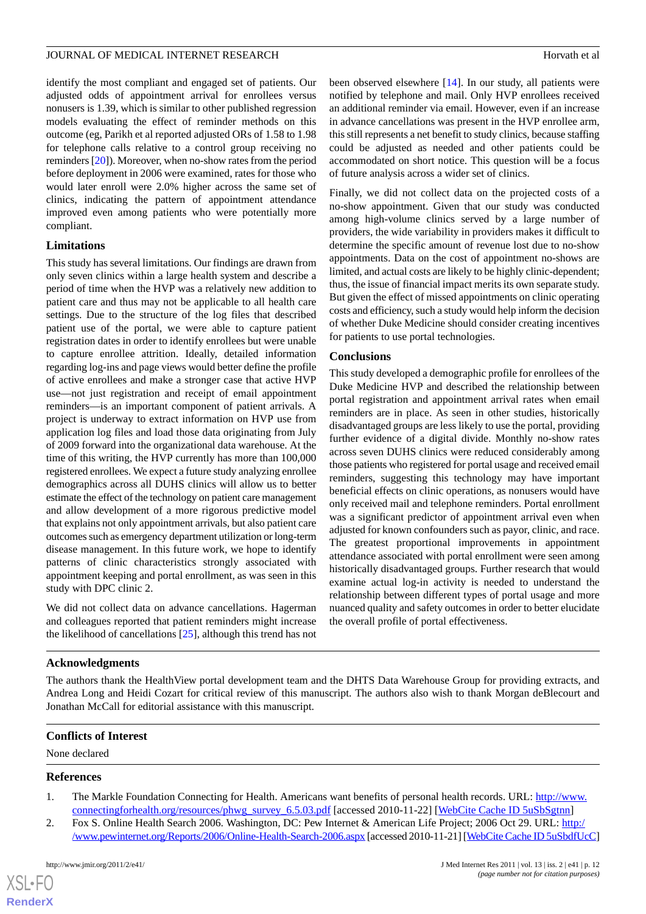identify the most compliant and engaged set of patients. Our adjusted odds of appointment arrival for enrollees versus nonusers is 1.39, which is similar to other published regression models evaluating the effect of reminder methods on this outcome (eg, Parikh et al reported adjusted ORs of 1.58 to 1.98 for telephone calls relative to a control group receiving no reminders [20]). Moreover, when no-show rates from the period before deployment in 2006 were examined, rates for those who would later enroll were 2.0% higher across the same set of clinics, indicating the pattern of appointment attendance improved even among patients who were potentially more compliant.

### Limitations

This study has several limitations. Our findings are drawn from only seven clinics within a large health system and describe a period of time when the HVP was a relatively new addition to patient care and thus may not be applicable to all health care settings. Due to the structure of the log files that described patient use of the portal, we were able to capture patient registration dates in order to identify enrollees but were unable to capture enrollee attrition. Ideally, detailed information regarding log-ins and page views would better define the profile of active enrollees and make a stronger case that active HVP use—not just registration and receipt of email appointment reminders—is an important component of patient arrivals. A project is underway to extract information on HVP use from application log files and load those data originating from July of 2009 forward into the organizational data warehouse. At the time of this writing, the HVP currently has more than 100,000 registered enrollees. We expect a future study analyzing enrollee demographics across all DUHS clinics will allow us to better estimate the effect of the technology on patient care management and allow development of a more rigorous predictive model that explains not only appointment arrivals, but also patient care outcomes such as emergency department utilization or long-term disease management. In this future work, we hope to identify patterns of clinic characteristics strongly associated with appointment keeping and portal enrollment, as was seen in this study with DPC clinic 2.

We did not collect data on advance cancellations. Hagerman and colleagues reported that patient reminders might increase the likelihood of cancellations [25], although this trend has not been observed elsewhere [14]. In our study, all patients were notified by telephone and mail. Only HVP enrollees received an additional reminder via email. However, even if an increase in advance cancellations was present in the HVP enrollee arm, this still represents a net benefit to study clinics, because staffing could be adjusted as needed and other patients could be accommodated on short notice. This question will be a focus of future analysis across a wider set of clinics.

Finally, we did not collect data on the projected costs of a no-show appointment. Given that our study was conducted among high-volume clinics served by a large number of providers, the wide variability in providers makes it difficult to determine the specific amount of revenue lost due to no-show appointments. Data on the cost of appointment no-shows are limited, and actual costs are likely to be highly clinic-dependent; thus, the issue of financial impact merits its own separate study. But given the effect of missed appointments on clinic operating costs and efficiency, such a study would help inform the decision of whether Duke Medicine should consider creating incentives for patients to use portal technologies.

### Conclusions

This study developed a demographic profile for enrollees of the Duke Medicine HVP and described the relationship between portal registration and appointment arrival rates when email reminders are in place. As seen in other studies, historically disadvantaged groups are less likely to use the portal, providing further evidence of a digital divide. Monthly no-show rates across seven DUHS clinics were reduced considerably among those patients who registered for portal usage and received email reminders, suggesting this technology may have important beneficial effects on clinic operations, as nonusers would have only received mail and telephone reminders. Portal enrollment was a significant predictor of appointment arrival even when adjusted for known confounders such as payor, clinic, and race. The greatest proportional improvements in appointment attendance associated with portal enrollment were seen among historically disadvantaged groups. Further research that would examine actual log-in activity is needed to understand the relationship between different types of portal usage and more nuanced quality and safety outcomes in order to better elucidate the overall profile of portal effectiveness.

## Acknowledgments

The authors thank the HealthView portal development team and the DHTS Data Warehouse Group for providing extracts, and Andrea Long and Heidi Cozart for critical review of this manuscript. The authors also wish to thank Morgan deBlecourt and Jonathan McCall for editorial assistance with this manuscript.

## Conflicts of Interest

None declared

## References

1. The Markle Foundation Connecting for Health. Americans want benefits of personal health records. URL: http://www.connectingforhealth.org/resources/phwg_survey_6.5.03.pdf [accessed 2010-11-22] [WebCite Cache ID 5uSbSgtnn]
2. Fox S. Online Health Search 2006. Washington, DC: Pew Internet & American Life Project; 2006 Oct 29. URL: http://www.pewinternet.org/Reports/2006/Online-Health-Search-2006.aspx [accessed 2010-11-21] [WebCite Cache ID 5uSbdfUcC]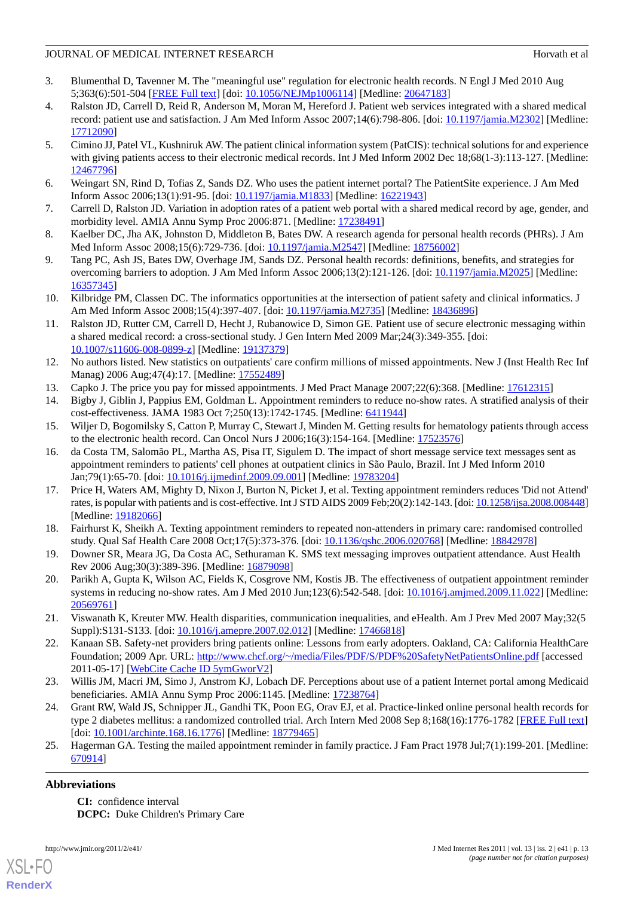3. Blumenthal D, Tavenner M. The "meaningful use" regulation for electronic health records. N Engl J Med 2010 Aug 5;363(6):501-504 [FREE Full text] [doi: 10.1056/NEJMp1006114] [Medline: 20647183]
4. Ralston JD, Carrell D, Reid R, Anderson M, Moran M, Hereford J. Patient web services integrated with a shared medical record: patient use and satisfaction. J Am Med Inform Assoc 2007;14(6):798-806. [doi: 10.1197/jamia.M2302] [Medline: 17712090]
5. Cimino JJ, Patel VL, Kushniruk AW. The patient clinical information system (PatCIS): technical solutions for and experience with giving patients access to their electronic medical records. Int J Med Inform 2002 Dec 18;68(1-3):113-127. [Medline: 12467796]
6. Weingart SN, Rind D, Tofias Z, Sands DZ. Who uses the patient internet portal? The PatientSite experience. J Am Med Inform Assoc 2006;13(1):91-95. [doi: 10.1197/jamia.M1833] [Medline: 16221943]
7. Carrell D, Ralston JD. Variation in adoption rates of a patient web portal with a shared medical record by age, gender, and morbidity level. AMIA Annu Symp Proc 2006:871. [Medline: 17238491]
8. Kaelber DC, Jha AK, Johnston D, Middleton B, Bates DW. A research agenda for personal health records (PHRs). J Am Med Inform Assoc 2008;15(6):729-736. [doi: 10.1197/jamia.M2547] [Medline: 18756002]
9. Tang PC, Ash JS, Bates DW, Overhage JM, Sands DZ. Personal health records: definitions, benefits, and strategies for overcoming barriers to adoption. J Am Med Inform Assoc 2006;13(2):121-126. [doi: 10.1197/jamia.M2025] [Medline: 16357345]
10. Kilbridge PM, Classen DC. The informatics opportunities at the intersection of patient safety and clinical informatics. J Am Med Inform Assoc 2008;15(4):397-407. [doi: 10.1197/jamia.M2735] [Medline: 18436896]
11. Ralston JD, Rutter CM, Carrell D, Hecht J, Rubanovice D, Simon GE. Patient use of secure electronic messaging within a shared medical record: a cross-sectional study. J Gen Intern Med 2009 Mar;24(3):349-355. [doi: 10.1007/s11606-008-0899-z] [Medline: 19137379]
12. No authors listed. New statistics on outpatients' care confirm millions of missed appointments. New J (Inst Health Rec Inf Manag) 2006 Aug;47(4):17. [Medline: 17552489]
13. Capko J. The price you pay for missed appointments. J Med Pract Manage 2007;22(6):368. [Medline: 17612315]
14. Bigby J, Giblin J, Pappius EM, Goldman L. Appointment reminders to reduce no-show rates. A stratified analysis of their cost-effectiveness. JAMA 1983 Oct 7;250(13):1742-1745. [Medline: 6411944]
15. Wiljer D, Bogomilsky S, Catton P, Murray C, Stewart J, Minden M. Getting results for hematology patients through access to the electronic health record. Can Oncol Nurs J 2006;16(3):154-164. [Medline: 17523576]
16. da Costa TM, Salomão PL, Martha AS, Pisa IT, Sigulem D. The impact of short message service text messages sent as appointment reminders to patients' cell phones at outpatient clinics in São Paulo, Brazil. Int J Med Inform 2010 Jan;79(1):65-70. [doi: 10.1016/j.ijmedinf.2009.09.001] [Medline: 19783204]
17. Price H, Waters AM, Mighty D, Nixon J, Burton N, Picket J, et al. Texting appointment reminders reduces 'Did not Attend' rates, is popular with patients and is cost-effective. Int J STD AIDS 2009 Feb;20(2):142-143. [doi: 10.1258/ijsa.2008.008448] [Medline: 19182066]
18. Fairhurst K, Sheikh A. Texting appointment reminders to repeated non-attenders in primary care: randomised controlled study. Qual Saf Health Care 2008 Oct;17(5):373-376. [doi: 10.1136/qshc.2006.020768] [Medline: 18842978]
19. Downer SR, Meara JG, Da Costa AC, Sethuraman K. SMS text messaging improves outpatient attendance. Aust Health Rev 2006 Aug;30(3):389-396. [Medline: 16879098]
20. Parikh A, Gupta K, Wilson AC, Fields K, Cosgrove NM, Kostis JB. The effectiveness of outpatient appointment reminder systems in reducing no-show rates. Am J Med 2010 Jun;123(6):542-548. [doi: 10.1016/j.amjmed.2009.11.022] [Medline: 20569761]
21. Viswanath K, Kreuter MW. Health disparities, communication inequalities, and eHealth. Am J Prev Med 2007 May;32(5 Suppl):S131-S133. [doi: 10.1016/j.amepre.2007.02.012] [Medline: 17466818]
22. Kanaan SB. Safety-net providers bring patients online: Lessons from early adopters. Oakland, CA: California HealthCare Foundation; 2009 Apr. URL: http://www.chcf.org/~/media/Files/PDF/S/PDF%20SafetyNetPatientsOnline.pdf [accessed 2011-05-17] [WebCite Cache ID 5ymGworV2]
23. Willis JM, Macri JM, Simo J, Anstrom KJ, Lobach DF. Perceptions about use of a patient Internet portal among Medicaid beneficiaries. AMIA Annu Symp Proc 2006:1145. [Medline: 17238764]
24. Grant RW, Wald JS, Schnipper JL, Gandhi TK, Poon EG, Orav EJ, et al. Practice-linked online personal health records for type 2 diabetes mellitus: a randomized controlled trial. Arch Intern Med 2008 Sep 8;168(16):1776-1782 [FREE Full text] [doi: 10.1001/archinte.168.16.1776] [Medline: 18779465]
25. Hagerman GA. Testing the mailed appointment reminder in family practice. J Fam Pract 1978 Jul;7(1):199-201. [Medline: 670914]

## Abbreviations

**CI:** confidence interval
**DCPC:** Duke Children's Primary Care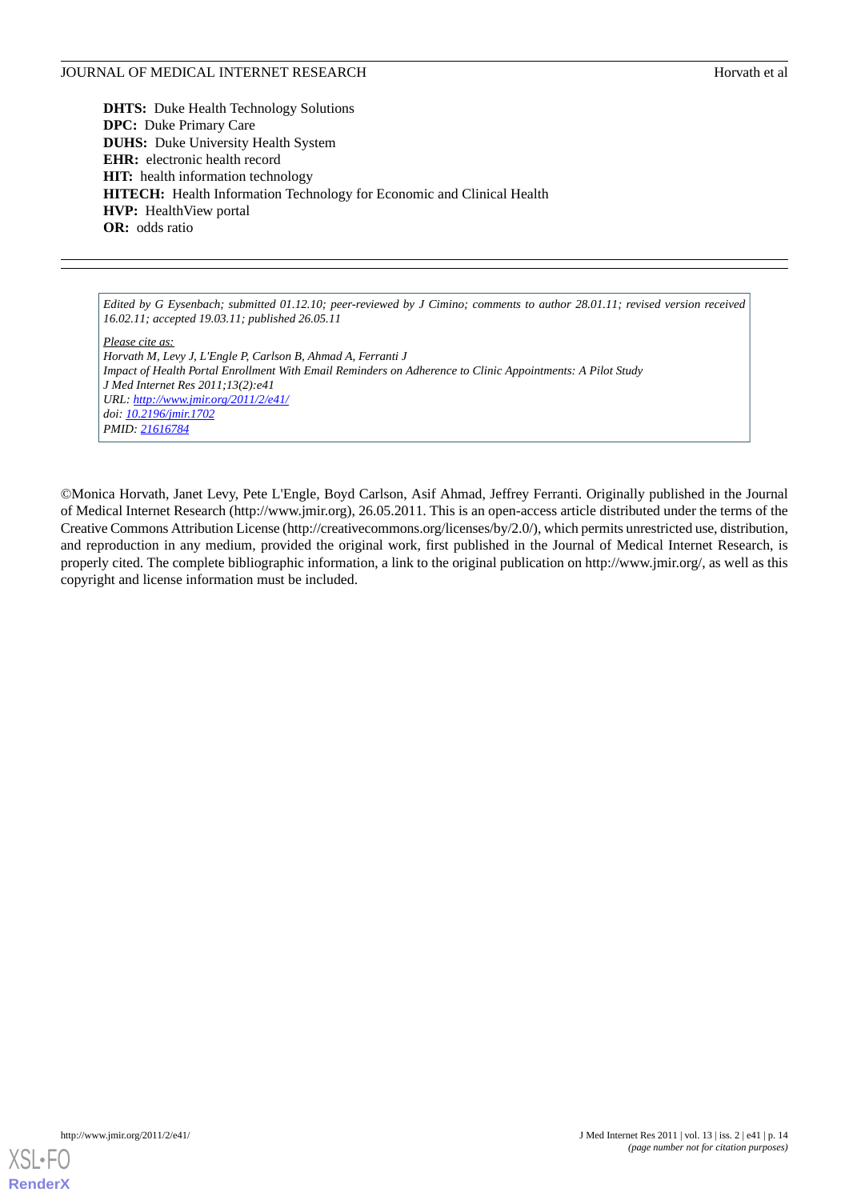**DHTS:** Duke Health Technology Solutions
**DPC:** Duke Primary Care
**DUHS:** Duke University Health System
**EHR:** electronic health record
**HIT:** health information technology
**HITECH:** Health Information Technology for Economic and Clinical Health
**HVP:** HealthView portal
**OR:** odds ratio

---

*Edited by G Eysenbach; submitted 01.12.10; peer-reviewed by J Cimino; comments to author 28.01.11; revised version received 16.02.11; accepted 19.03.11; published 26.05.11*

*Please cite as:*
*Horvath M, Levy J, L'Engle P, Carlson B, Ahmad A, Ferranti J*
*Impact of Health Portal Enrollment With Email Reminders on Adherence to Clinic Appointments: A Pilot Study*
*J Med Internet Res 2011;13(2):e41*
*URL: http://www.jmir.org/2011/2/e41/*
*doi: 10.2196/jmir.1702*
*PMID: 21616784*

©Monica Horvath, Janet Levy, Pete L'Engle, Boyd Carlson, Asif Ahmad, Jeffrey Ferranti. Originally published in the Journal of Medical Internet Research (http://www.jmir.org), 26.05.2011. This is an open-access article distributed under the terms of the Creative Commons Attribution License (http://creativecommons.org/licenses/by/2.0/), which permits unrestricted use, distribution, and reproduction in any medium, provided the original work, first published in the Journal of Medical Internet Research, is properly cited. The complete bibliographic information, a link to the original publication on http://www.jmir.org/, as well as this copyright and license information must be included.